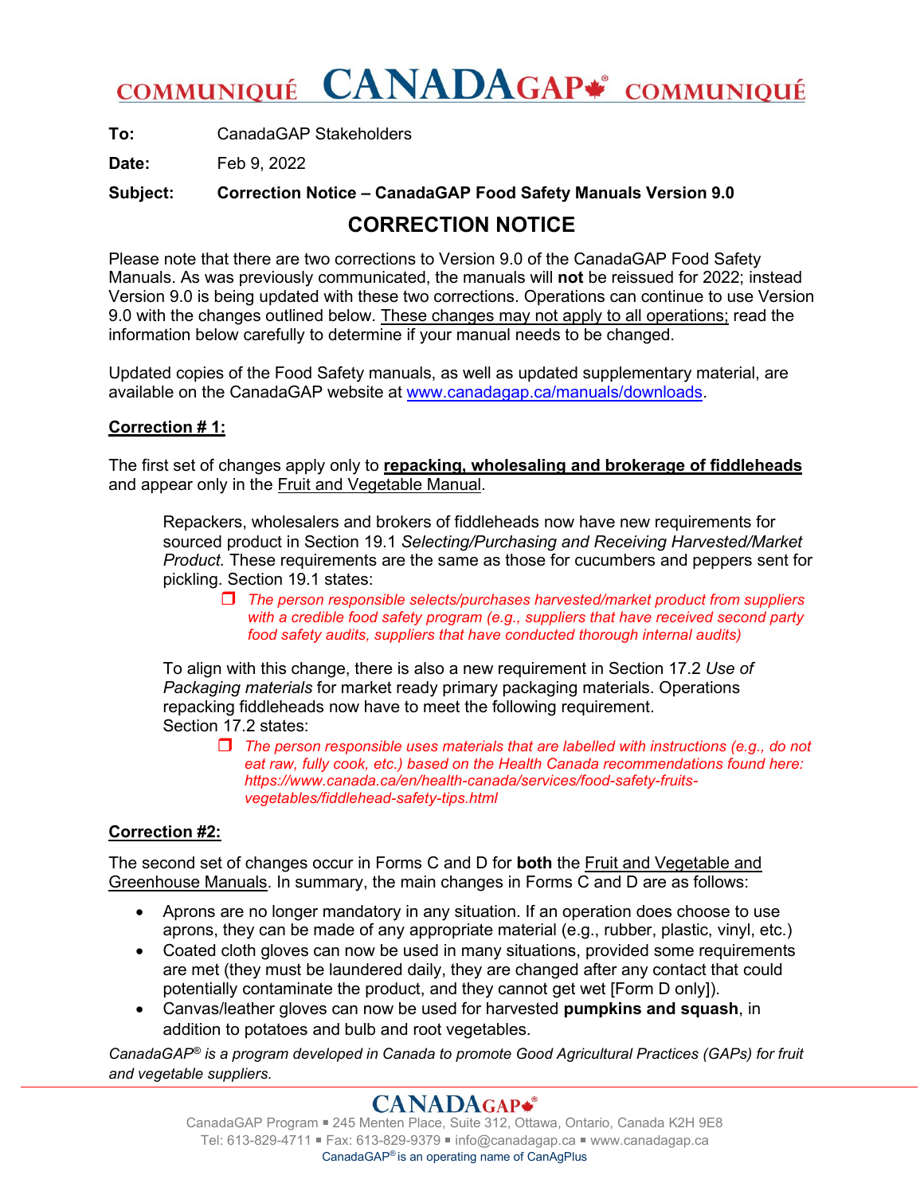# COMMUNIQUÉ CANADAGAP® COMMUNIQUÉ

**To:** CanadaGAP Stakeholders

**Date:** Feb 9, 2022

**Subject:** **Correction Notice – CanadaGAP Food Safety Manuals Version 9.0**

## CORRECTION NOTICE

Please note that there are two corrections to Version 9.0 of the CanadaGAP Food Safety Manuals. As was previously communicated, the manuals will **not** be reissued for 2022; instead Version 9.0 is being updated with these two corrections. Operations can continue to use Version 9.0 with the changes outlined below. These changes may not apply to all operations; read the information below carefully to determine if your manual needs to be changed.

Updated copies of the Food Safety manuals, as well as updated supplementary material, are available on the CanadaGAP website at www.canadagap.ca/manuals/downloads.

**Correction # 1:**

The first set of changes apply only to **repacking, wholesaling and brokerage of fiddleheads** and appear only in the Fruit and Vegetable Manual.

> Repackers, wholesalers and brokers of fiddleheads now have new requirements for sourced product in Section 19.1 *Selecting/Purchasing and Receiving Harvested/Market Product.* These requirements are the same as those for cucumbers and peppers sent for pickling. Section 19.1 states:
>
> - ❒ *The person responsible selects/purchases harvested/market product from suppliers with a credible food safety program (e.g., suppliers that have received second party food safety audits, suppliers that have conducted thorough internal audits)*
>
> To align with this change, there is also a new requirement in Section 17.2 *Use of Packaging materials* for market ready primary packaging materials. Operations repacking fiddleheads now have to meet the following requirement.
> Section 17.2 states:
>
> - ❒ *The person responsible uses materials that are labelled with instructions (e.g., do not eat raw, fully cook, etc.) based on the Health Canada recommendations found here: https://www.canada.ca/en/health-canada/services/food-safety-fruits-vegetables/fiddlehead-safety-tips.html*

**Correction #2:**

The second set of changes occur in Forms C and D for **both** the Fruit and Vegetable and Greenhouse Manuals. In summary, the main changes in Forms C and D are as follows:

- Aprons are no longer mandatory in any situation. If an operation does choose to use aprons, they can be made of any appropriate material (e.g., rubber, plastic, vinyl, etc.)
- Coated cloth gloves can now be used in many situations, provided some requirements are met (they must be laundered daily, they are changed after any contact that could potentially contaminate the product, and they cannot get wet [Form D only]).
- Canvas/leather gloves can now be used for harvested **pumpkins and squash**, in addition to potatoes and bulb and root vegetables.

*CanadaGAP® is a program developed in Canada to promote Good Agricultural Practices (GAPs) for fruit and vegetable suppliers.*

CANADAGAP®
CanadaGAP Program ▪ 245 Menten Place, Suite 312, Ottawa, Ontario, Canada K2H 9E8
Tel: 613-829-4711 ▪ Fax: 613-829-9379 ▪ info@canadagap.ca ▪ www.canadagap.ca
CanadaGAP® is an operating name of CanAgPlus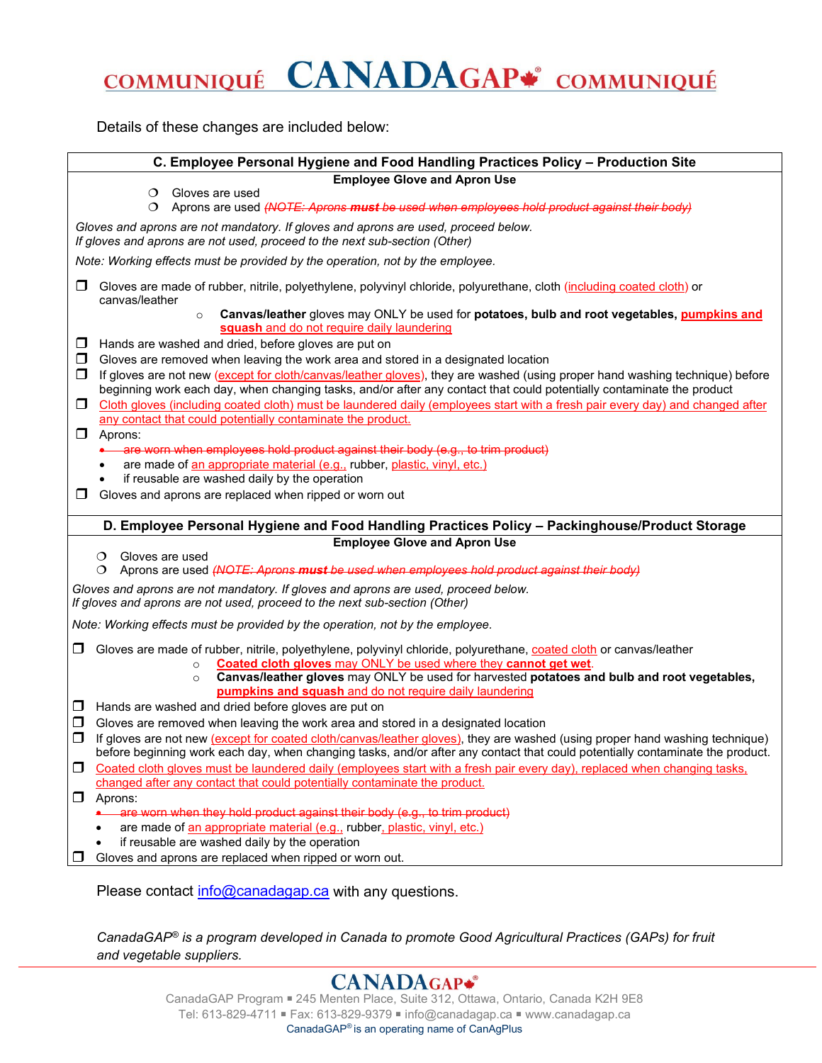# COMMUNIQUÉ CANADAGAP COMMUNIQUÉ

Details of these changes are included below:

## C. Employee Personal Hygiene and Food Handling Practices Policy – Production Site

### Employee Glove and Apron Use

- ❍ Gloves are used
- ❍ Aprons are used ~~(NOTE: Aprons **must** be used when employees hold product against their body)~~

*Gloves and aprons are not mandatory. If gloves and aprons are used, proceed below.*
*If gloves and aprons are not used, proceed to the next sub-section (Other)*

*Note: Working effects must be provided by the operation, not by the employee.*

- ❐ Gloves are made of rubber, nitrile, polyethylene, polyvinyl chloride, polyurethane, cloth (including coated cloth) or canvas/leather
  - **Canvas/leather** gloves may ONLY be used for **potatoes, bulb and root vegetables, pumpkins and squash** and do not require daily laundering
- ❐ Hands are washed and dried, before gloves are put on
- ❐ Gloves are removed when leaving the work area and stored in a designated location
- ❐ If gloves are not new (except for cloth/canvas/leather gloves), they are washed (using proper hand washing technique) before beginning work each day, when changing tasks, and/or after any contact that could potentially contaminate the product
- ❐ Cloth gloves (including coated cloth) must be laundered daily (employees start with a fresh pair every day) and changed after any contact that could potentially contaminate the product.
- ❐ Aprons:
  - ~~are worn when employees hold product against their body (e.g., to trim product)~~
  - are made of an appropriate material (e.g., rubber, plastic, vinyl, etc.)
  - if reusable are washed daily by the operation
- ❐ Gloves and aprons are replaced when ripped or worn out

## D. Employee Personal Hygiene and Food Handling Practices Policy – Packinghouse/Product Storage

### Employee Glove and Apron Use

- ❍ Gloves are used
- ❍ Aprons are used ~~(NOTE: Aprons **must** be used when employees hold product against their body)~~

*Gloves and aprons are not mandatory. If gloves and aprons are used, proceed below.*
*If gloves and aprons are not used, proceed to the next sub-section (Other)*

*Note: Working effects must be provided by the operation, not by the employee.*

- ❐ Gloves are made of rubber, nitrile, polyethylene, polyvinyl chloride, polyurethane, coated cloth or canvas/leather
  - **Coated cloth gloves** may ONLY be used where they **cannot get wet**.
  - **Canvas/leather gloves** may ONLY be used for harvested **potatoes and bulb and root vegetables, pumpkins and squash** and do not require daily laundering
- ❐ Hands are washed and dried before gloves are put on
- ❐ Gloves are removed when leaving the work area and stored in a designated location
- ❐ If gloves are not new (except for coated cloth/canvas/leather gloves), they are washed (using proper hand washing technique) before beginning work each day, when changing tasks, and/or after any contact that could potentially contaminate the product.
- ❐ Coated cloth gloves must be laundered daily (employees start with a fresh pair every day), replaced when changing tasks, changed after any contact that could potentially contaminate the product.
- ❐ Aprons:
  - ~~are worn when they hold product against their body (e.g., to trim product)~~
  - are made of an appropriate material (e.g., rubber, plastic, vinyl, etc.)
  - if reusable are washed daily by the operation
- ❐ Gloves and aprons are replaced when ripped or worn out.

Please contact info@canadagap.ca with any questions.

*CanadaGAP® is a program developed in Canada to promote Good Agricultural Practices (GAPs) for fruit and vegetable suppliers.*

CANADAGAP®
CanadaGAP Program ▪ 245 Menten Place, Suite 312, Ottawa, Ontario, Canada K2H 9E8
Tel: 613-829-4711 ▪ Fax: 613-829-9379 ▪ info@canadagap.ca ▪ www.canadagap.ca
CanadaGAP® is an operating name of CanAgPlus